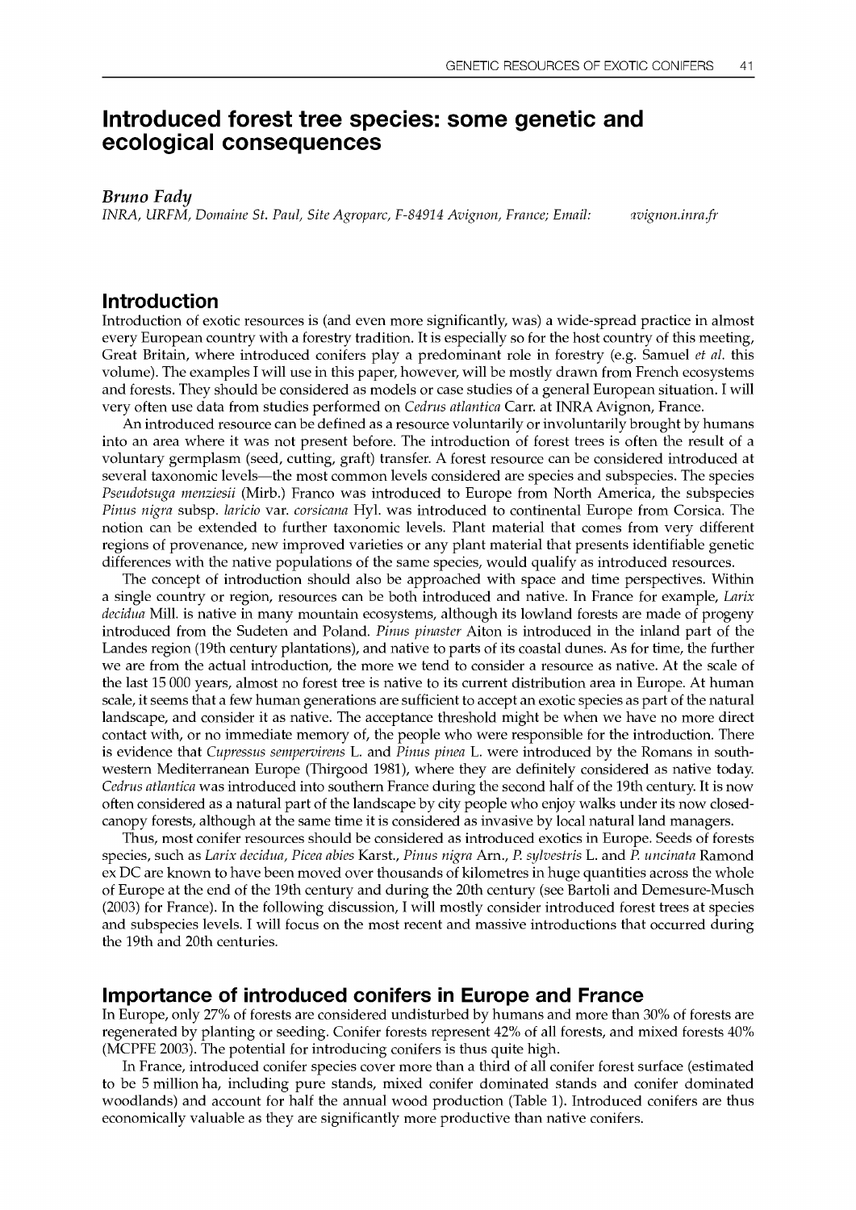# Introduced forest tree species: some genetic and ecological consequences

***Bruno Fady***

*INRA, URFM, Domaine St. Paul, Site Agroparc, F-84914 Avignon, France; Email: avignon.inra.fr*

## Introduction

Introduction of exotic resources is (and even more significantly, was) a wide-spread practice in almost every European country with a forestry tradition. It is especially so for the host country of this meeting, Great Britain, where introduced conifers play a predominant role in forestry (e.g. Samuel *et al.* this volume). The examples I will use in this paper, however, will be mostly drawn from French ecosystems and forests. They should be considered as models or case studies of a general European situation. I will very often use data from studies performed on *Cedrus atlantica* Carr. at INRA Avignon, France.

An introduced resource can be defined as a resource voluntarily or involuntarily brought by humans into an area where it was not present before. The introduction of forest trees is often the result of a voluntary germplasm (seed, cutting, graft) transfer. A forest resource can be considered introduced at several taxonomic levels—the most common levels considered are species and subspecies. The species *Pseudotsuga menziesii* (Mirb.) Franco was introduced to Europe from North America, the subspecies *Pinus nigra* subsp. *laricio* var. *corsicana* Hyl. was introduced to continental Europe from Corsica. The notion can be extended to further taxonomic levels. Plant material that comes from very different regions of provenance, new improved varieties or any plant material that presents identifiable genetic differences with the native populations of the same species, would qualify as introduced resources.

The concept of introduction should also be approached with space and time perspectives. Within a single country or region, resources can be both introduced and native. In France for example, *Larix decidua* Mill. is native in many mountain ecosystems, although its lowland forests are made of progeny introduced from the Sudeten and Poland. *Pinus pinaster* Aiton is introduced in the inland part of the Landes region (19th century plantations), and native to parts of its coastal dunes. As for time, the further we are from the actual introduction, the more we tend to consider a resource as native. At the scale of the last 15 000 years, almost no forest tree is native to its current distribution area in Europe. At human scale, it seems that a few human generations are sufficient to accept an exotic species as part of the natural landscape, and consider it as native. The acceptance threshold might be when we have no more direct contact with, or no immediate memory of, the people who were responsible for the introduction. There is evidence that *Cupressus sempervirens* L. and *Pinus pinea* L. were introduced by the Romans in south-western Mediterranean Europe (Thirgood 1981), where they are definitely considered as native today. *Cedrus atlantica* was introduced into southern France during the second half of the 19th century. It is now often considered as a natural part of the landscape by city people who enjoy walks under its now closed-canopy forests, although at the same time it is considered as invasive by local natural land managers.

Thus, most conifer resources should be considered as introduced exotics in Europe. Seeds of forests species, such as *Larix decidua*, *Picea abies* Karst., *Pinus nigra* Arn., *P. sylvestris* L. and *P. uncinata* Ramond ex DC are known to have been moved over thousands of kilometres in huge quantities across the whole of Europe at the end of the 19th century and during the 20th century (see Bartoli and Demesure-Musch (2003) for France). In the following discussion, I will mostly consider introduced forest trees at species and subspecies levels. I will focus on the most recent and massive introductions that occurred during the 19th and 20th centuries.

## Importance of introduced conifers in Europe and France

In Europe, only 27% of forests are considered undisturbed by humans and more than 30% of forests are regenerated by planting or seeding. Conifer forests represent 42% of all forests, and mixed forests 40% (MCPFE 2003). The potential for introducing conifers is thus quite high.

In France, introduced conifer species cover more than a third of all conifer forest surface (estimated to be 5 million ha, including pure stands, mixed conifer dominated stands and conifer dominated woodlands) and account for half the annual wood production (Table 1). Introduced conifers are thus economically valuable as they are significantly more productive than native conifers.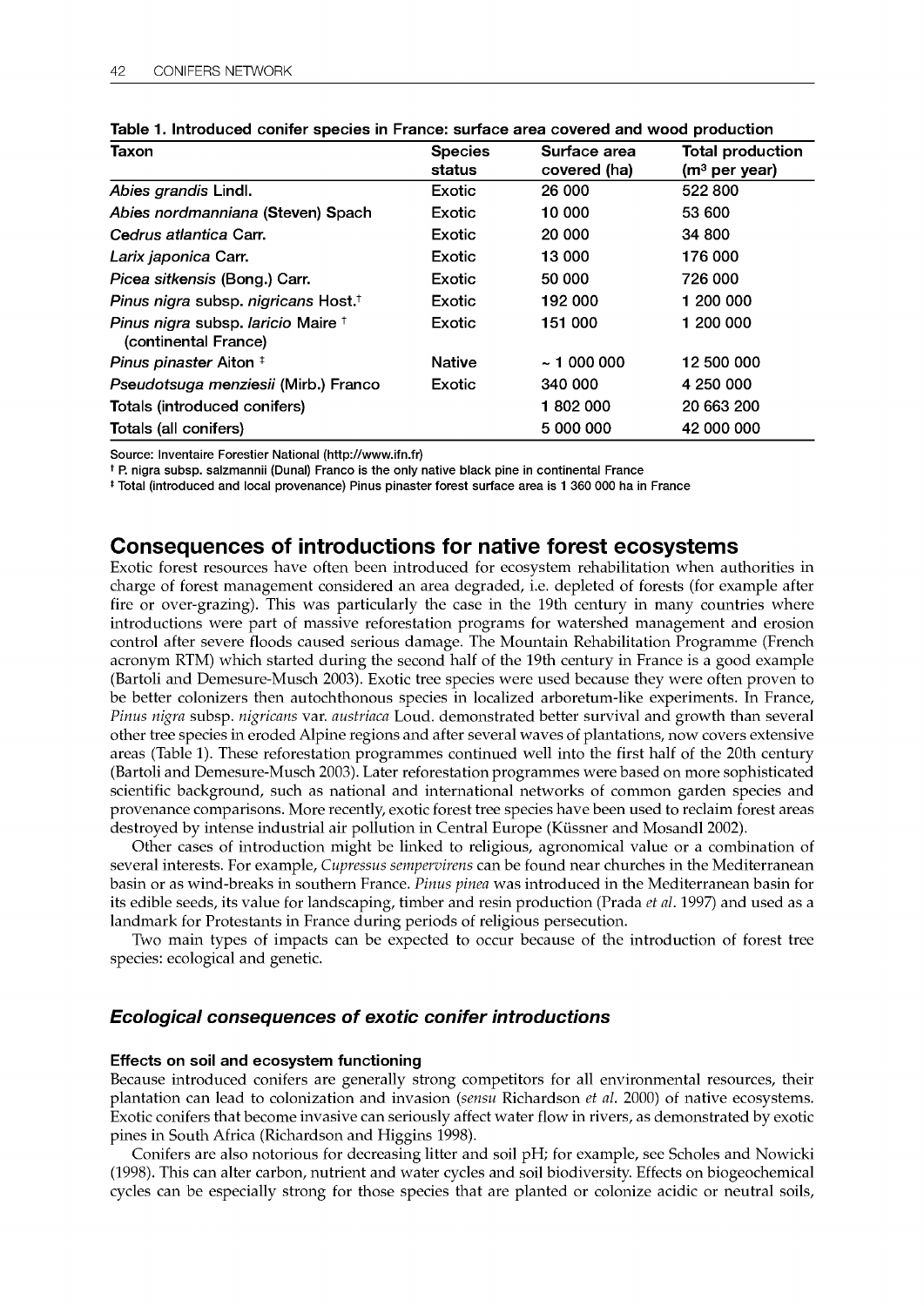**Table 1. Introduced conifer species in France: surface area covered and wood production**

| Taxon | Species status | Surface area covered (ha) | Total production ($m^3$ per year) |
|---|---|---|---|
| *Abies grandis* Lindl. | Exotic | 26 000 | 522 800 |
| *Abies nordmanniana* (Steven) Spach | Exotic | 10 000 | 53 600 |
| *Cedrus atlantica* Carr. | Exotic | 20 000 | 34 800 |
| *Larix japonica* Carr. | Exotic | 13 000 | 176 000 |
| *Picea sitkensis* (Bong.) Carr. | Exotic | 50 000 | 726 000 |
| *Pinus nigra* subsp. *nigricans* Host.† | Exotic | 192 000 | 1 200 000 |
| *Pinus nigra* subsp. *laricio* Maire † (continental France) | Exotic | 151 000 | 1 200 000 |
| *Pinus pinaster* Aiton ‡ | Native | ~ 1 000 000 | 12 500 000 |
| *Pseudotsuga menziesii* (Mirb.) Franco | Exotic | 340 000 | 4 250 000 |
| Totals (introduced conifers) | | 1 802 000 | 20 663 200 |
| Totals (all conifers) | | 5 000 000 | 42 000 000 |

Source: Inventaire Forestier National (http://www.ifn.fr)

† P. nigra subsp. salzmannii (Dunal) Franco is the only native black pine in continental France

‡ Total (introduced and local provenance) Pinus pinaster forest surface area is 1 360 000 ha in France

## Consequences of introductions for native forest ecosystems

Exotic forest resources have often been introduced for ecosystem rehabilitation when authorities in charge of forest management considered an area degraded, i.e. depleted of forests (for example after fire or over-grazing). This was particularly the case in the 19th century in many countries where introductions were part of massive reforestation programs for watershed management and erosion control after severe floods caused serious damage. The Mountain Rehabilitation Programme (French acronym RTM) which started during the second half of the 19th century in France is a good example (Bartoli and Demesure-Musch 2003). Exotic tree species were used because they were often proven to be better colonizers then autochthonous species in localized arboretum-like experiments. In France, *Pinus nigra* subsp. *nigricans* var. *austriaca* Loud. demonstrated better survival and growth than several other tree species in eroded Alpine regions and after several waves of plantations, now covers extensive areas (Table 1). These reforestation programmes continued well into the first half of the 20th century (Bartoli and Demesure-Musch 2003). Later reforestation programmes were based on more sophisticated scientific background, such as national and international networks of common garden species and provenance comparisons. More recently, exotic forest tree species have been used to reclaim forest areas destroyed by intense industrial air pollution in Central Europe (Küssner and Mosandl 2002).

Other cases of introduction might be linked to religious, agronomical value or a combination of several interests. For example, *Cupressus sempervirens* can be found near churches in the Mediterranean basin or as wind-breaks in southern France. *Pinus pinea* was introduced in the Mediterranean basin for its edible seeds, its value for landscaping, timber and resin production (Prada *et al.* 1997) and used as a landmark for Protestants in France during periods of religious persecution.

Two main types of impacts can be expected to occur because of the introduction of forest tree species: ecological and genetic.

### Ecological consequences of exotic conifer introductions

#### Effects on soil and ecosystem functioning

Because introduced conifers are generally strong competitors for all environmental resources, their plantation can lead to colonization and invasion (*sensu* Richardson *et al.* 2000) of native ecosystems. Exotic conifers that become invasive can seriously affect water flow in rivers, as demonstrated by exotic pines in South Africa (Richardson and Higgins 1998).

Conifers are also notorious for decreasing litter and soil pH; for example, see Scholes and Nowicki (1998). This can alter carbon, nutrient and water cycles and soil biodiversity. Effects on biogeochemical cycles can be especially strong for those species that are planted or colonize acidic or neutral soils,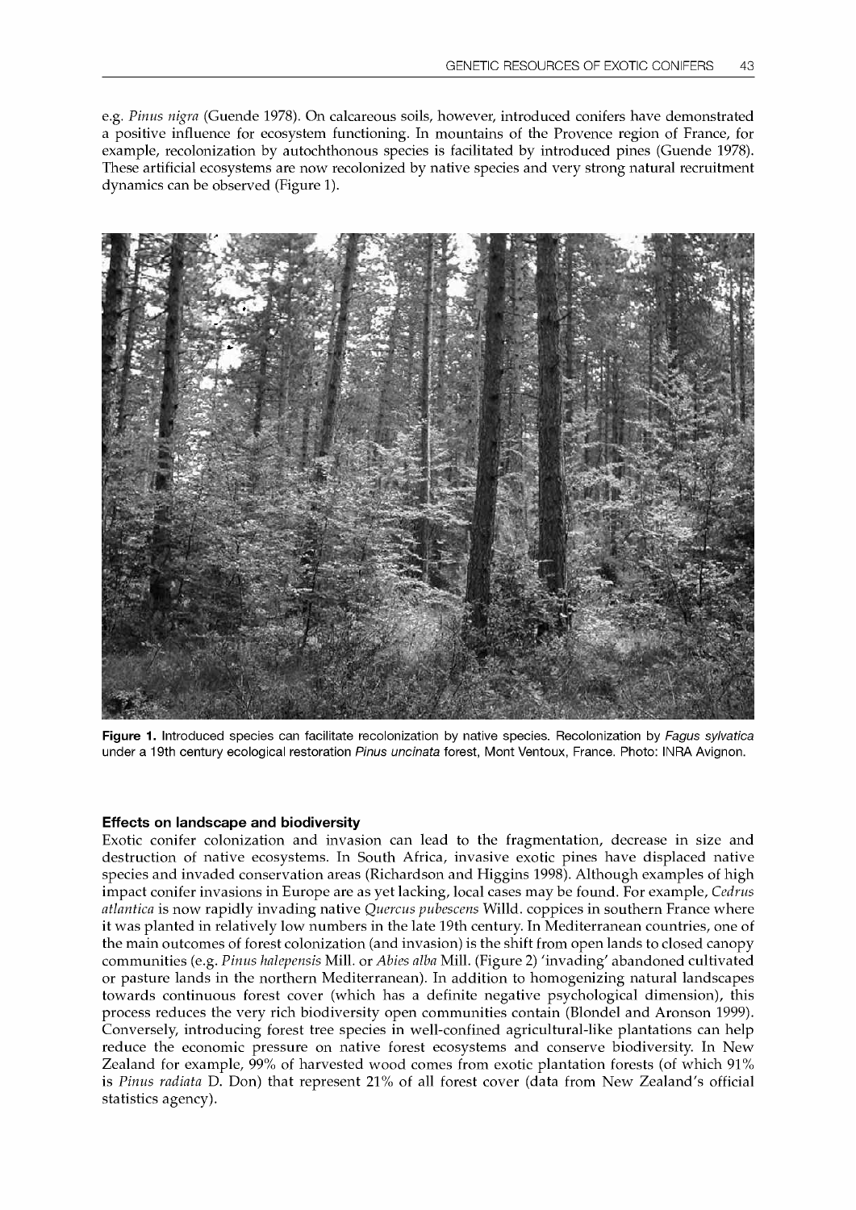e.g. *Pinus nigra* (Guende 1978). On calcareous soils, however, introduced conifers have demonstrated a positive influence for ecosystem functioning. In mountains of the Provence region of France, for example, recolonization by autochthonous species is facilitated by introduced pines (Guende 1978). These artificial ecosystems are now recolonized by native species and very strong natural recruitment dynamics can be observed (Figure 1).

**Figure 1.** Introduced species can facilitate recolonization by native species. Recolonization by *Fagus sylvatica* under a 19th century ecological restoration *Pinus uncinata* forest, Mont Ventoux, France. Photo: INRA Avignon.

### Effects on landscape and biodiversity

Exotic conifer colonization and invasion can lead to the fragmentation, decrease in size and destruction of native ecosystems. In South Africa, invasive exotic pines have displaced native species and invaded conservation areas (Richardson and Higgins 1998). Although examples of high impact conifer invasions in Europe are as yet lacking, local cases may be found. For example, *Cedrus atlantica* is now rapidly invading native *Quercus pubescens* Willd. coppices in southern France where it was planted in relatively low numbers in the late 19th century. In Mediterranean countries, one of the main outcomes of forest colonization (and invasion) is the shift from open lands to closed canopy communities (e.g. *Pinus halepensis* Mill. or *Abies alba* Mill. (Figure 2) 'invading' abandoned cultivated or pasture lands in the northern Mediterranean). In addition to homogenizing natural landscapes towards continuous forest cover (which has a definite negative psychological dimension), this process reduces the very rich biodiversity open communities contain (Blondel and Aronson 1999). Conversely, introducing forest tree species in well-confined agricultural-like plantations can help reduce the economic pressure on native forest ecosystems and conserve biodiversity. In New Zealand for example, 99% of harvested wood comes from exotic plantation forests (of which 91% is *Pinus radiata* D. Don) that represent 21% of all forest cover (data from New Zealand's official statistics agency).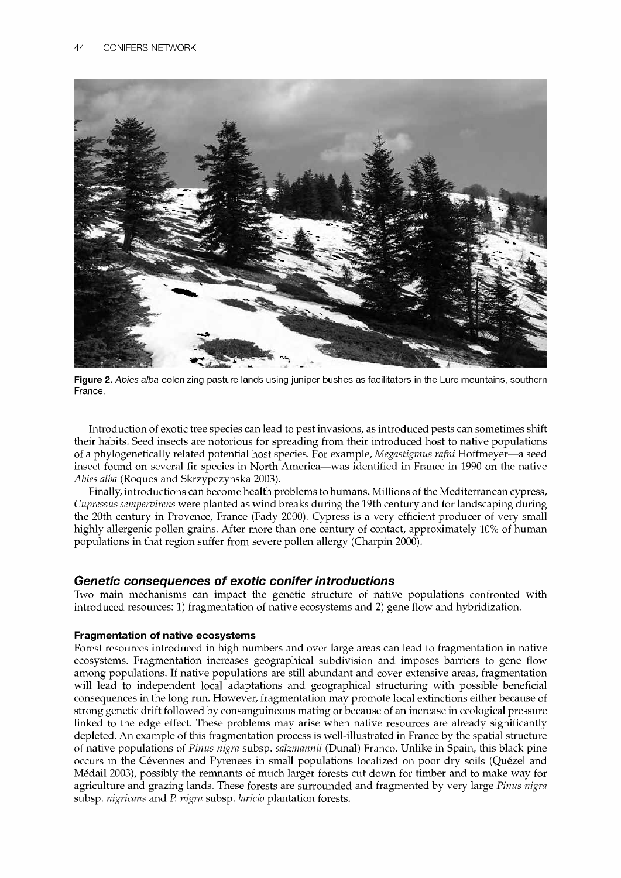Figure 2. *Abies alba* colonizing pasture lands using juniper bushes as facilitators in the Lure mountains, southern France.

Introduction of exotic tree species can lead to pest invasions, as introduced pests can sometimes shift their habits. Seed insects are notorious for spreading from their introduced host to native populations of a phylogenetically related potential host species. For example, *Megastigmus rafni* Hoffmeyer—a seed insect found on several fir species in North America—was identified in France in 1990 on the native *Abies alba* (Roques and Skrzypczynska 2003).

Finally, introductions can become health problems to humans. Millions of the Mediterranean cypress, *Cupressus sempervirens* were planted as wind breaks during the 19th century and for landscaping during the 20th century in Provence, France (Fady 2000). Cypress is a very efficient producer of very small highly allergenic pollen grains. After more than one century of contact, approximately 10% of human populations in that region suffer from severe pollen allergy (Charpin 2000).

## Genetic consequences of exotic conifer introductions

Two main mechanisms can impact the genetic structure of native populations confronted with introduced resources: 1) fragmentation of native ecosystems and 2) gene flow and hybridization.

### Fragmentation of native ecosystems

Forest resources introduced in high numbers and over large areas can lead to fragmentation in native ecosystems. Fragmentation increases geographical subdivision and imposes barriers to gene flow among populations. If native populations are still abundant and cover extensive areas, fragmentation will lead to independent local adaptations and geographical structuring with possible beneficial consequences in the long run. However, fragmentation may promote local extinctions either because of strong genetic drift followed by consanguineous mating or because of an increase in ecological pressure linked to the edge effect. These problems may arise when native resources are already significantly depleted. An example of this fragmentation process is well-illustrated in France by the spatial structure of native populations of *Pinus nigra* subsp. *salzmannii* (Dunal) Franco. Unlike in Spain, this black pine occurs in the Cévennes and Pyrenees in small populations localized on poor dry soils (Quézel and Médail 2003), possibly the remnants of much larger forests cut down for timber and to make way for agriculture and grazing lands. These forests are surrounded and fragmented by very large *Pinus nigra* subsp. *nigricans* and *P. nigra* subsp. *laricio* plantation forests.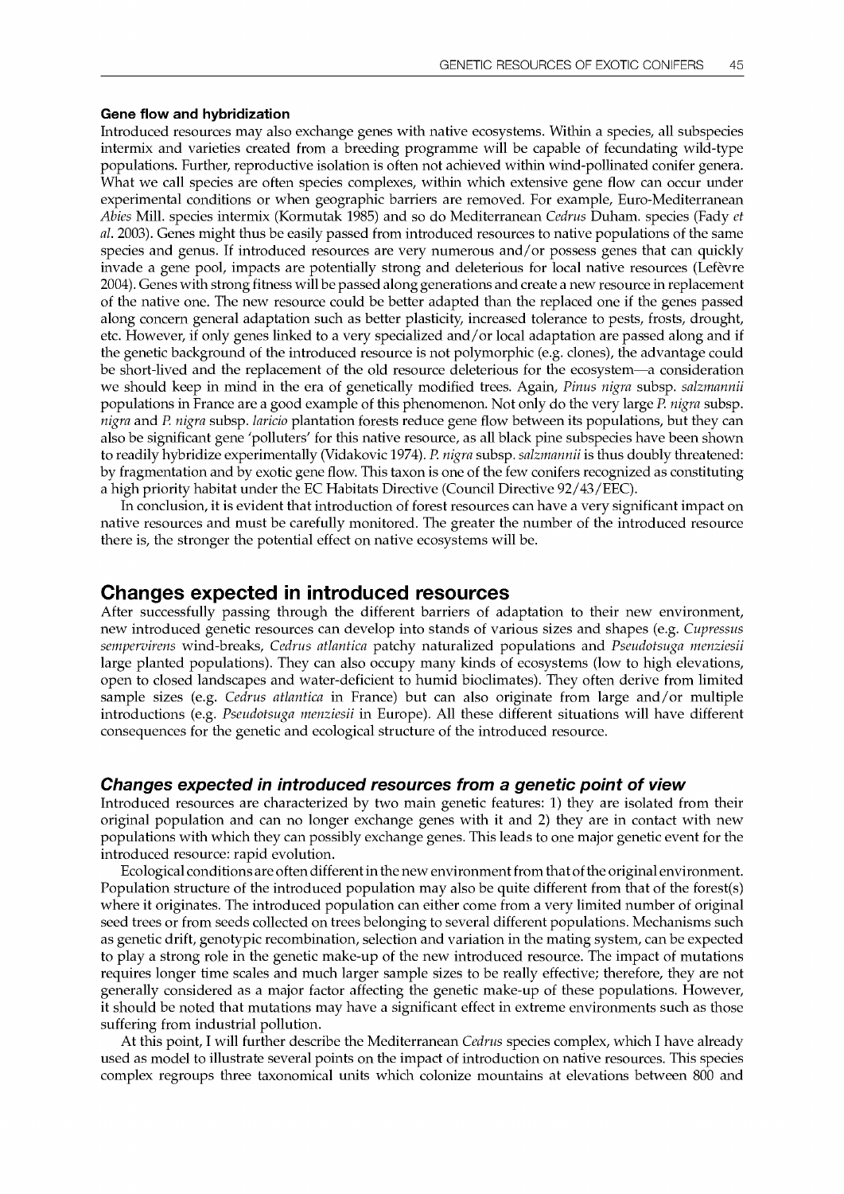#### Gene flow and hybridization

Introduced resources may also exchange genes with native ecosystems. Within a species, all subspecies intermix and varieties created from a breeding programme will be capable of fecundating wild-type populations. Further, reproductive isolation is often not achieved within wind-pollinated conifer genera. What we call species are often species complexes, within which extensive gene flow can occur under experimental conditions or when geographic barriers are removed. For example, Euro-Mediterranean *Abies* Mill. species intermix (Kormutak 1985) and so do Mediterranean *Cedrus* Duham. species (Fady *et al*. 2003). Genes might thus be easily passed from introduced resources to native populations of the same species and genus. If introduced resources are very numerous and/or possess genes that can quickly invade a gene pool, impacts are potentially strong and deleterious for local native resources (Lefèvre 2004). Genes with strong fitness will be passed along generations and create a new resource in replacement of the native one. The new resource could be better adapted than the replaced one if the genes passed along concern general adaptation such as better plasticity, increased tolerance to pests, frosts, drought, etc. However, if only genes linked to a very specialized and/or local adaptation are passed along and if the genetic background of the introduced resource is not polymorphic (e.g. clones), the advantage could be short-lived and the replacement of the old resource deleterious for the ecosystem—a consideration we should keep in mind in the era of genetically modified trees. Again, *Pinus nigra* subsp. *salzmannii* populations in France are a good example of this phenomenon. Not only do the very large *P. nigra* subsp. *nigra* and *P. nigra* subsp. *laricio* plantation forests reduce gene flow between its populations, but they can also be significant gene 'polluters' for this native resource, as all black pine subspecies have been shown to readily hybridize experimentally (Vidakovic 1974). *P. nigra* subsp. *salzmannii* is thus doubly threatened: by fragmentation and by exotic gene flow. This taxon is one of the few conifers recognized as constituting a high priority habitat under the EC Habitats Directive (Council Directive 92/43/EEC).

In conclusion, it is evident that introduction of forest resources can have a very significant impact on native resources and must be carefully monitored. The greater the number of the introduced resource there is, the stronger the potential effect on native ecosystems will be.

## Changes expected in introduced resources

After successfully passing through the different barriers of adaptation to their new environment, new introduced genetic resources can develop into stands of various sizes and shapes (e.g. *Cupressus sempervirens* wind-breaks, *Cedrus atlantica* patchy naturalized populations and *Pseudotsuga menziesii* large planted populations). They can also occupy many kinds of ecosystems (low to high elevations, open to closed landscapes and water-deficient to humid bioclimates). They often derive from limited sample sizes (e.g. *Cedrus atlantica* in France) but can also originate from large and/or multiple introductions (e.g. *Pseudotsuga menziesii* in Europe). All these different situations will have different consequences for the genetic and ecological structure of the introduced resource.

### Changes expected in introduced resources from a genetic point of view

Introduced resources are characterized by two main genetic features: 1) they are isolated from their original population and can no longer exchange genes with it and 2) they are in contact with new populations with which they can possibly exchange genes. This leads to one major genetic event for the introduced resource: rapid evolution.

Ecological conditions are often different in the new environment from that of the original environment. Population structure of the introduced population may also be quite different from that of the forest(s) where it originates. The introduced population can either come from a very limited number of original seed trees or from seeds collected on trees belonging to several different populations. Mechanisms such as genetic drift, genotypic recombination, selection and variation in the mating system, can be expected to play a strong role in the genetic make-up of the new introduced resource. The impact of mutations requires longer time scales and much larger sample sizes to be really effective; therefore, they are not generally considered as a major factor affecting the genetic make-up of these populations. However, it should be noted that mutations may have a significant effect in extreme environments such as those suffering from industrial pollution.

At this point, I will further describe the Mediterranean *Cedrus* species complex, which I have already used as model to illustrate several points on the impact of introduction on native resources. This species complex regroups three taxonomical units which colonize mountains at elevations between 800 and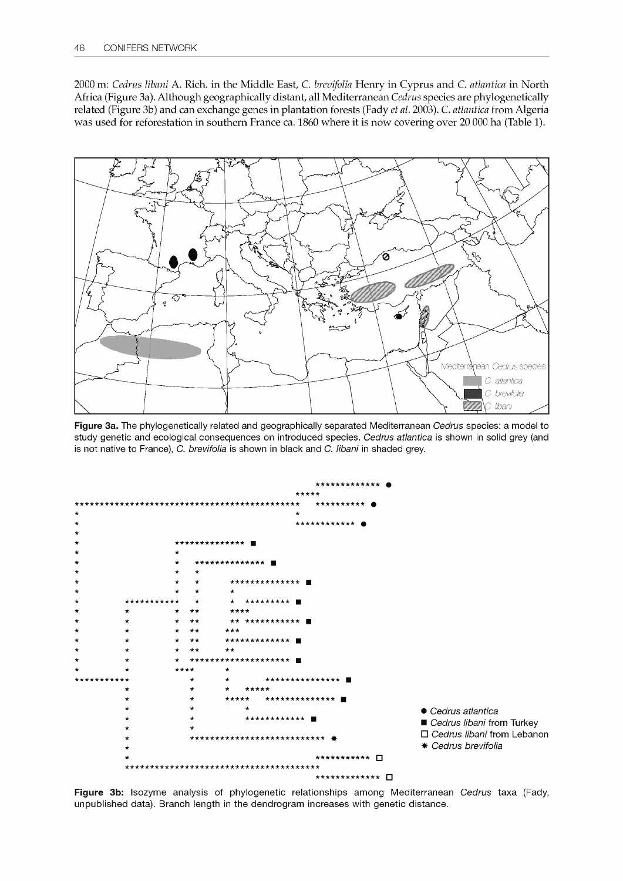2000 m: *Cedrus libani* A. Rich. in the Middle East, *C. brevifolia* Henry in Cyprus and *C. atlantica* in North Africa (Figure 3a). Although geographically distant, all Mediterranean *Cedrus* species are phylogenetically related (Figure 3b) and can exchange genes in plantation forests (Fady *et al.* 2003). *C. atlantica* from Algeria was used for reforestation in southern France ca. 1860 where it is now covering over 20 000 ha (Table 1).

**Figure 3a.** The phylogenetically related and geographically separated Mediterranean *Cedrus* species: a model to study genetic and ecological consequences on introduced species. *Cedrus atlantica* is shown in solid grey (and is not native to France), *C. brevifolia* is shown in black and *C. libani* in shaded grey.

**Figure 3b:** Isozyme analysis of phylogenetic relationships among Mediterranean *Cedrus* taxa (Fady, unpublished data). Branch length in the dendrogram increases with genetic distance.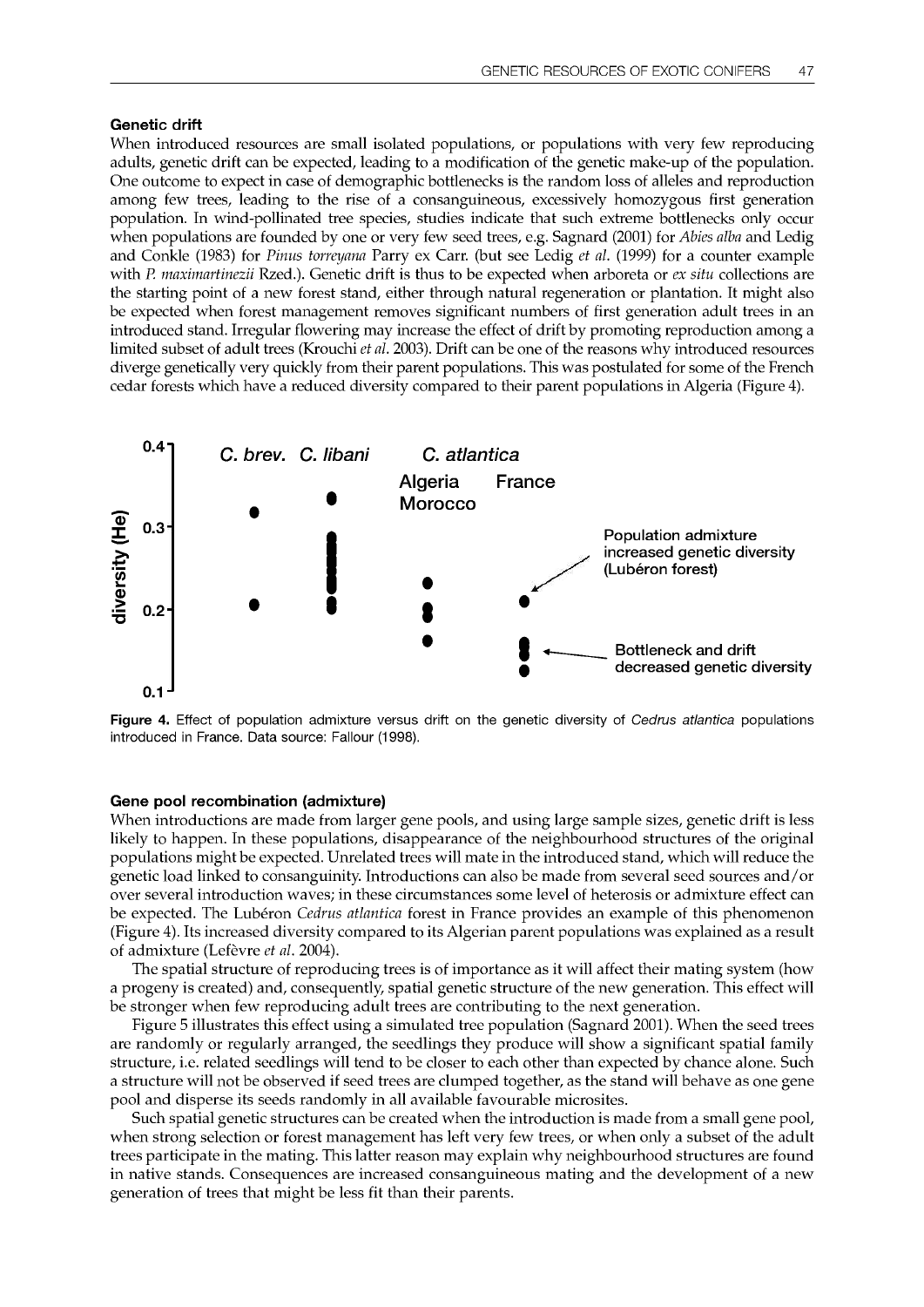### Genetic drift

When introduced resources are small isolated populations, or populations with very few reproducing adults, genetic drift can be expected, leading to a modification of the genetic make-up of the population. One outcome to expect in case of demographic bottlenecks is the random loss of alleles and reproduction among few trees, leading to the rise of a consanguineous, excessively homozygous first generation population. In wind-pollinated tree species, studies indicate that such extreme bottlenecks only occur when populations are founded by one or very few seed trees, e.g. Sagnard (2001) for *Abies alba* and Ledig and Conkle (1983) for *Pinus torreyana* Parry ex Carr. (but see Ledig *et al.* (1999) for a counter example with *P. maximartinezii* Rzed.). Genetic drift is thus to be expected when arboreta or *ex situ* collections are the starting point of a new forest stand, either through natural regeneration or plantation. It might also be expected when forest management removes significant numbers of first generation adult trees in an introduced stand. Irregular flowering may increase the effect of drift by promoting reproduction among a limited subset of adult trees (Krouchi *et al.* 2003). Drift can be one of the reasons why introduced resources diverge genetically very quickly from their parent populations. This was postulated for some of the French cedar forests which have a reduced diversity compared to their parent populations in Algeria (Figure 4).

**Figure 4.** Effect of population admixture versus drift on the genetic diversity of *Cedrus atlantica* populations introduced in France. Data source: Fallour (1998).

### Gene pool recombination (admixture)

When introductions are made from larger gene pools, and using large sample sizes, genetic drift is less likely to happen. In these populations, disappearance of the neighbourhood structures of the original populations might be expected. Unrelated trees will mate in the introduced stand, which will reduce the genetic load linked to consanguinity. Introductions can also be made from several seed sources and/or over several introduction waves; in these circumstances some level of heterosis or admixture effect can be expected. The Lubéron *Cedrus atlantica* forest in France provides an example of this phenomenon (Figure 4). Its increased diversity compared to its Algerian parent populations was explained as a result of admixture (Lefèvre *et al.* 2004).

The spatial structure of reproducing trees is of importance as it will affect their mating system (how a progeny is created) and, consequently, spatial genetic structure of the new generation. This effect will be stronger when few reproducing adult trees are contributing to the next generation.

Figure 5 illustrates this effect using a simulated tree population (Sagnard 2001). When the seed trees are randomly or regularly arranged, the seedlings they produce will show a significant spatial family structure, i.e. related seedlings will tend to be closer to each other than expected by chance alone. Such a structure will not be observed if seed trees are clumped together, as the stand will behave as one gene pool and disperse its seeds randomly in all available favourable microsites.

Such spatial genetic structures can be created when the introduction is made from a small gene pool, when strong selection or forest management has left very few trees, or when only a subset of the adult trees participate in the mating. This latter reason may explain why neighbourhood structures are found in native stands. Consequences are increased consanguineous mating and the development of a new generation of trees that might be less fit than their parents.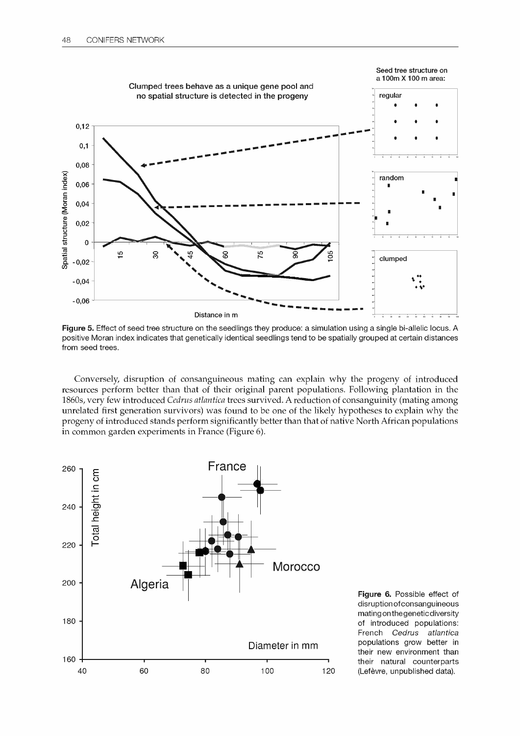**Figure 5.** Effect of seed tree structure on the seedlings they produce: a simulation using a single bi-allelic locus. A positive Moran index indicates that genetically identical seedlings tend to be spatially grouped at certain distances from seed trees.

Conversely, disruption of consanguineous mating can explain why the progeny of introduced resources perform better than that of their original parent populations. Following plantation in the 1860s, very few introduced *Cedrus atlantica* trees survived. A reduction of consanguinity (mating among unrelated first generation survivors) was found to be one of the likely hypotheses to explain why the progeny of introduced stands perform significantly better than that of native North African populations in common garden experiments in France (Figure 6).

**Figure 6.** Possible effect of disruption of consanguineous mating on the genetic diversity of introduced populations: French *Cedrus atlantica* populations grow better in their new environment than their natural counterparts (Lefèvre, unpublished data).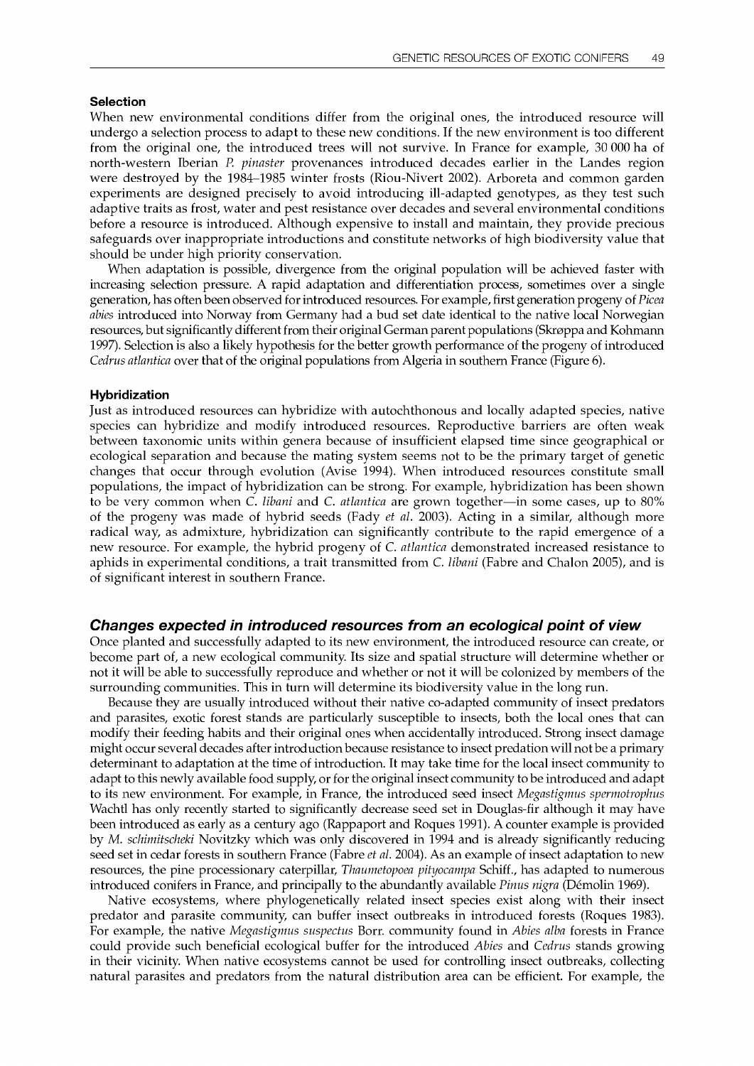### Selection

When new environmental conditions differ from the original ones, the introduced resource will undergo a selection process to adapt to these new conditions. If the new environment is too different from the original one, the introduced trees will not survive. In France for example, 30 000 ha of north-western Iberian *P. pinaster* provenances introduced decades earlier in the Landes region were destroyed by the 1984–1985 winter frosts (Riou-Nivert 2002). Arboreta and common garden experiments are designed precisely to avoid introducing ill-adapted genotypes, as they test such adaptive traits as frost, water and pest resistance over decades and several environmental conditions before a resource is introduced. Although expensive to install and maintain, they provide precious safeguards over inappropriate introductions and constitute networks of high biodiversity value that should be under high priority conservation.

When adaptation is possible, divergence from the original population will be achieved faster with increasing selection pressure. A rapid adaptation and differentiation process, sometimes over a single generation, has often been observed for introduced resources. For example, first generation progeny of *Picea abies* introduced into Norway from Germany had a bud set date identical to the native local Norwegian resources, but significantly different from their original German parent populations (Skrøppa and Kohmann 1997). Selection is also a likely hypothesis for the better growth performance of the progeny of introduced *Cedrus atlantica* over that of the original populations from Algeria in southern France (Figure 6).

### Hybridization

Just as introduced resources can hybridize with autochthonous and locally adapted species, native species can hybridize and modify introduced resources. Reproductive barriers are often weak between taxonomic units within genera because of insufficient elapsed time since geographical or ecological separation and because the mating system seems not to be the primary target of genetic changes that occur through evolution (Avise 1994). When introduced resources constitute small populations, the impact of hybridization can be strong. For example, hybridization has been shown to be very common when *C. libani* and *C. atlantica* are grown together—in some cases, up to 80% of the progeny was made of hybrid seeds (Fady *et al.* 2003). Acting in a similar, although more radical way, as admixture, hybridization can significantly contribute to the rapid emergence of a new resource. For example, the hybrid progeny of *C. atlantica* demonstrated increased resistance to aphids in experimental conditions, a trait transmitted from *C. libani* (Fabre and Chalon 2005), and is of significant interest in southern France.

## Changes expected in introduced resources from an ecological point of view

Once planted and successfully adapted to its new environment, the introduced resource can create, or become part of, a new ecological community. Its size and spatial structure will determine whether or not it will be able to successfully reproduce and whether or not it will be colonized by members of the surrounding communities. This in turn will determine its biodiversity value in the long run.

Because they are usually introduced without their native co-adapted community of insect predators and parasites, exotic forest stands are particularly susceptible to insects, both the local ones that can modify their feeding habits and their original ones when accidentally introduced. Strong insect damage might occur several decades after introduction because resistance to insect predation will not be a primary determinant to adaptation at the time of introduction. It may take time for the local insect community to adapt to this newly available food supply, or for the original insect community to be introduced and adapt to its new environment. For example, in France, the introduced seed insect *Megastigmus spermotrophus* Wachtl has only recently started to significantly decrease seed set in Douglas-fir although it may have been introduced as early as a century ago (Rappaport and Roques 1991). A counter example is provided by *M. schimitscheki* Novitzky which was only discovered in 1994 and is already significantly reducing seed set in cedar forests in southern France (Fabre *et al.* 2004). As an example of insect adaptation to new resources, the pine processionary caterpillar, *Thaumetopoea pityocampa* Schiff., has adapted to numerous introduced conifers in France, and principally to the abundantly available *Pinus nigra* (Démolin 1969).

Native ecosystems, where phylogenetically related insect species exist along with their insect predator and parasite community, can buffer insect outbreaks in introduced forests (Roques 1983). For example, the native *Megastigmus suspectus* Borr. community found in *Abies alba* forests in France could provide such beneficial ecological buffer for the introduced *Abies* and *Cedrus* stands growing in their vicinity. When native ecosystems cannot be used for controlling insect outbreaks, collecting natural parasites and predators from the natural distribution area can be efficient. For example, the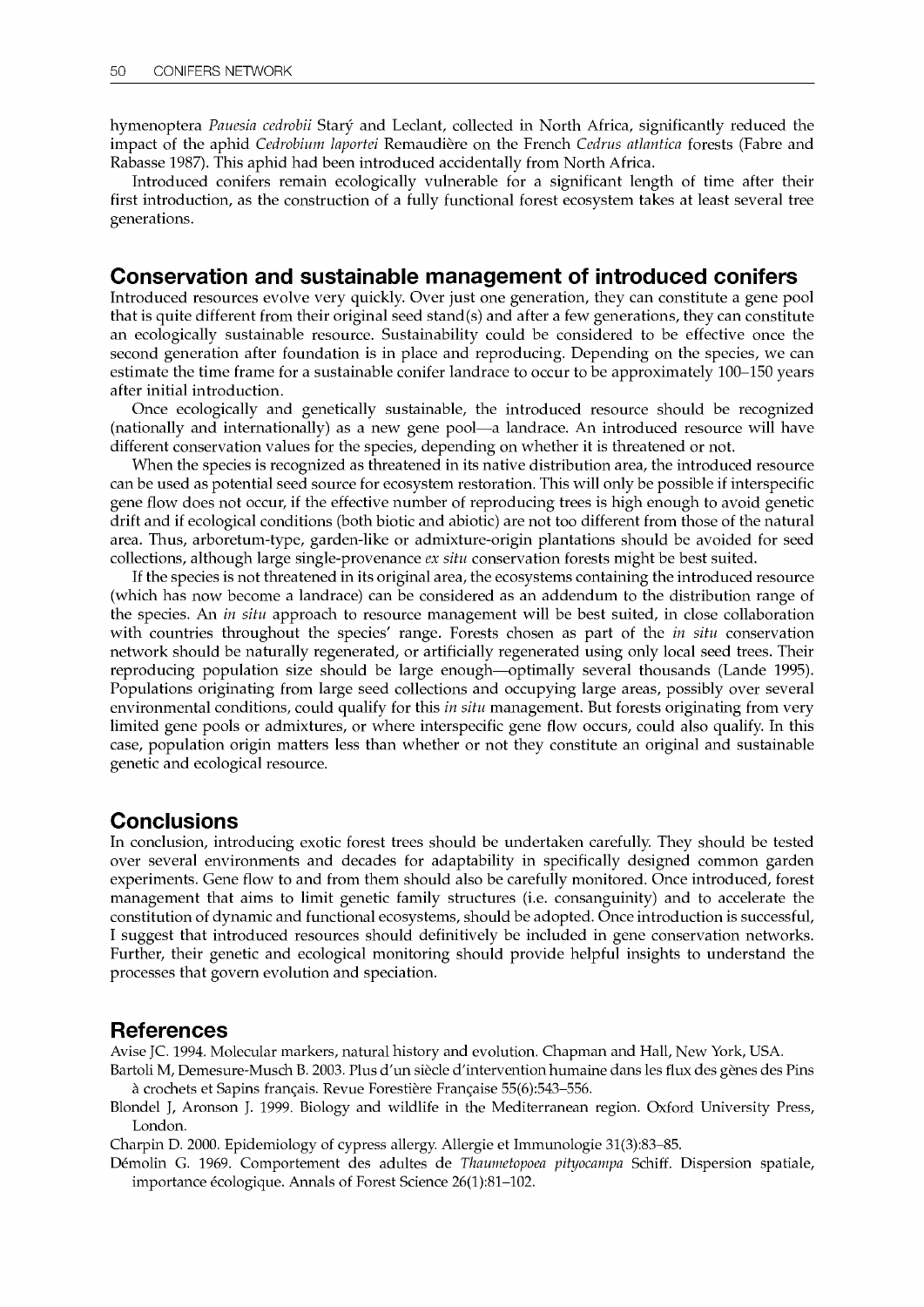hymenoptera *Pauesia cedrobii* Starý and Leclant, collected in North Africa, significantly reduced the impact of the aphid *Cedrobium laportei* Remaudière on the French *Cedrus atlantica* forests (Fabre and Rabasse 1987). This aphid had been introduced accidentally from North Africa.

Introduced conifers remain ecologically vulnerable for a significant length of time after their first introduction, as the construction of a fully functional forest ecosystem takes at least several tree generations.

## Conservation and sustainable management of introduced conifers

Introduced resources evolve very quickly. Over just one generation, they can constitute a gene pool that is quite different from their original seed stand(s) and after a few generations, they can constitute an ecologically sustainable resource. Sustainability could be considered to be effective once the second generation after foundation is in place and reproducing. Depending on the species, we can estimate the time frame for a sustainable conifer landrace to occur to be approximately 100–150 years after initial introduction.

Once ecologically and genetically sustainable, the introduced resource should be recognized (nationally and internationally) as a new gene pool—a landrace. An introduced resource will have different conservation values for the species, depending on whether it is threatened or not.

When the species is recognized as threatened in its native distribution area, the introduced resource can be used as potential seed source for ecosystem restoration. This will only be possible if interspecific gene flow does not occur, if the effective number of reproducing trees is high enough to avoid genetic drift and if ecological conditions (both biotic and abiotic) are not too different from those of the natural area. Thus, arboretum-type, garden-like or admixture-origin plantations should be avoided for seed collections, although large single-provenance *ex situ* conservation forests might be best suited.

If the species is not threatened in its original area, the ecosystems containing the introduced resource (which has now become a landrace) can be considered as an addendum to the distribution range of the species. An *in situ* approach to resource management will be best suited, in close collaboration with countries throughout the species' range. Forests chosen as part of the *in situ* conservation network should be naturally regenerated, or artificially regenerated using only local seed trees. Their reproducing population size should be large enough—optimally several thousands (Lande 1995). Populations originating from large seed collections and occupying large areas, possibly over several environmental conditions, could qualify for this *in situ* management. But forests originating from very limited gene pools or admixtures, or where interspecific gene flow occurs, could also qualify. In this case, population origin matters less than whether or not they constitute an original and sustainable genetic and ecological resource.

## Conclusions

In conclusion, introducing exotic forest trees should be undertaken carefully. They should be tested over several environments and decades for adaptability in specifically designed common garden experiments. Gene flow to and from them should also be carefully monitored. Once introduced, forest management that aims to limit genetic family structures (i.e. consanguinity) and to accelerate the constitution of dynamic and functional ecosystems, should be adopted. Once introduction is successful, I suggest that introduced resources should definitively be included in gene conservation networks. Further, their genetic and ecological monitoring should provide helpful insights to understand the processes that govern evolution and speciation.

## References

Avise JC. 1994. Molecular markers, natural history and evolution. Chapman and Hall, New York, USA.

Bartoli M, Demesure-Musch B. 2003. Plus d'un siècle d'intervention humaine dans les flux des gènes des Pins à crochets et Sapins français. Revue Forestière Française 55(6):543–556.

Blondel J, Aronson J. 1999. Biology and wildlife in the Mediterranean region. Oxford University Press, London.

Charpin D. 2000. Epidemiology of cypress allergy. Allergie et Immunologie 31(3):83–85.

Démolin G. 1969. Comportement des adultes de *Thaumetopoea pityocampa* Schiff. Dispersion spatiale, importance écologique. Annals of Forest Science 26(1):81–102.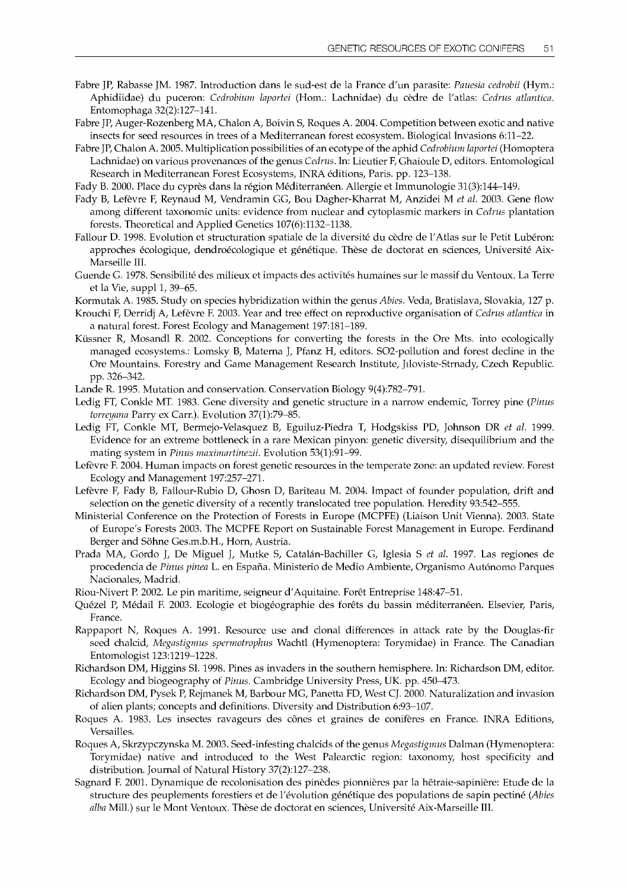Fabre JP, Rabasse JM. 1987. Introduction dans le sud-est de la France d'un parasite: *Pauesia cedrobii* (Hym.: Aphidiidae) du puceron: *Cedrobium laportei* (Hom.: Lachnidae) du cèdre de l'atlas: *Cedrus atlantica*. Entomophaga 32(2):127–141.

Fabre JP, Auger-Rozenberg MA, Chalon A, Boivin S, Roques A. 2004. Competition between exotic and native insects for seed resources in trees of a Mediterranean forest ecosystem. Biological Invasions 6:11–22.

Fabre JP, Chalon A. 2005. Multiplication possibilities of an ecotype of the aphid *Cedrobium laportei* (Homoptera Lachnidae) on various provenances of the genus *Cedrus*. In: Lieutier F, Ghaioule D, editors. Entomological Research in Mediterranean Forest Ecosystems, INRA éditions, Paris. pp. 123–138.

Fady B. 2000. Place du cyprès dans la région Méditerranéen. Allergie et Immunologie 31(3):144–149.

Fady B, Lefèvre F, Reynaud M, Vendramin GG, Bou Dagher-Kharrat M, Anzidei M *et al*. 2003. Gene flow among different taxonomic units: evidence from nuclear and cytoplasmic markers in *Cedrus* plantation forests. Theoretical and Applied Genetics 107(6):1132–1138.

Fallour D. 1998. Evolution et structuration spatiale de la diversité du cèdre de l'Atlas sur le Petit Lubéron: approches écologique, dendroécologique et génétique. Thèse de doctorat en sciences, Université Aix-Marseille III.

Guende G. 1978. Sensibilité des milieux et impacts des activités humaines sur le massif du Ventoux. La Terre et la Vie, suppl 1, 39–65.

Kormutak A. 1985. Study on species hybridization within the genus *Abies*. Veda, Bratislava, Slovakia, 127 p.

Krouchi F, Derridj A, Lefèvre F. 2003. Year and tree effect on reproductive organisation of *Cedrus atlantica* in a natural forest. Forest Ecology and Management 197:181–189.

Küssner R, Mosandl R. 2002. Conceptions for converting the forests in the Ore Mts. into ecologically managed ecosystems.: Lomsky B, Materna J, Pfanz H, editors. SO2-pollution and forest decline in the Ore Mountains. Forestry and Game Management Research Institute, Jıloviste-Strnady, Czech Republic. pp. 326–342.

Lande R. 1995. Mutation and conservation. Conservation Biology 9(4):782–791.

Ledig FT, Conkle MT. 1983. Gene diversity and genetic structure in a narrow endemic, Torrey pine (*Pinus torreyana* Parry ex Carr.). Evolution 37(1):79–85.

Ledig FT, Conkle MT, Bermejo-Velasquez B, Eguiluz-Piedra T, Hodgskiss PD, Johnson DR *et al*. 1999. Evidence for an extreme bottleneck in a rare Mexican pinyon: genetic diversity, disequilibrium and the mating system in *Pinus maximartinezii*. Evolution 53(1):91–99.

Lefèvre F. 2004. Human impacts on forest genetic resources in the temperate zone: an updated review. Forest Ecology and Management 197:257–271.

Lefèvre F, Fady B, Fallour-Rubio D, Ghosn D, Bariteau M. 2004. Impact of founder population, drift and selection on the genetic diversity of a recently translocated tree population. Heredity 93:542–555.

Ministerial Conference on the Protection of Forests in Europe (MCPFE) (Liaison Unit Vienna). 2003. State of Europe's Forests 2003. The MCPFE Report on Sustainable Forest Management in Europe. Ferdinand Berger and Söhne Ges.m.b.H., Horn, Austria.

Prada MA, Gordo J, De Miguel J, Mutke S, Catalán-Bachiller G, Iglesia S *et al*. 1997. Las regiones de procedencia de *Pinus pinea* L. en España. Ministerio de Medio Ambiente, Organismo Autónomo Parques Nacionales, Madrid.

Riou-Nivert P. 2002. Le pin maritime, seigneur d'Aquitaine. Forêt Entreprise 148:47–51.

Quézel P, Médail F. 2003. Ecologie et biogéographie des forêts du bassin méditerranéen. Elsevier, Paris, France.

Rappaport N, Roques A. 1991. Resource use and clonal differences in attack rate by the Douglas-fir seed chalcid, *Megastigmus spermotrophus* Wachtl (Hymenoptera: Torymidae) in France. The Canadian Entomologist 123:1219–1228.

Richardson DM, Higgins SI. 1998. Pines as invaders in the southern hemisphere. In: Richardson DM, editor. Ecology and biogeography of *Pinus*. Cambridge University Press, UK. pp. 450–473.

Richardson DM, Pysek P, Rejmanek M, Barbour MG, Panetta FD, West CJ. 2000. Naturalization and invasion of alien plants; concepts and definitions. Diversity and Distribution 6:93–107.

Roques A. 1983. Les insectes ravageurs des cônes et graines de conifères en France. INRA Editions, Versailles.

Roques A, Skrzypczynska M. 2003. Seed-infesting chalcids of the genus *Megastigmus* Dalman (Hymenoptera: Torymidae) native and introduced to the West Palearctic region: taxonomy, host specificity and distribution. Journal of Natural History 37(2):127–238.

Sagnard F. 2001. Dynamique de recolonisation des pinèdes pionnières par la hêtraie-sapinière: Etude de la structure des peuplements forestiers et de l'évolution génétique des populations de sapin pectiné (*Abies alba* Mill.) sur le Mont Ventoux. Thèse de doctorat en sciences, Université Aix-Marseille III.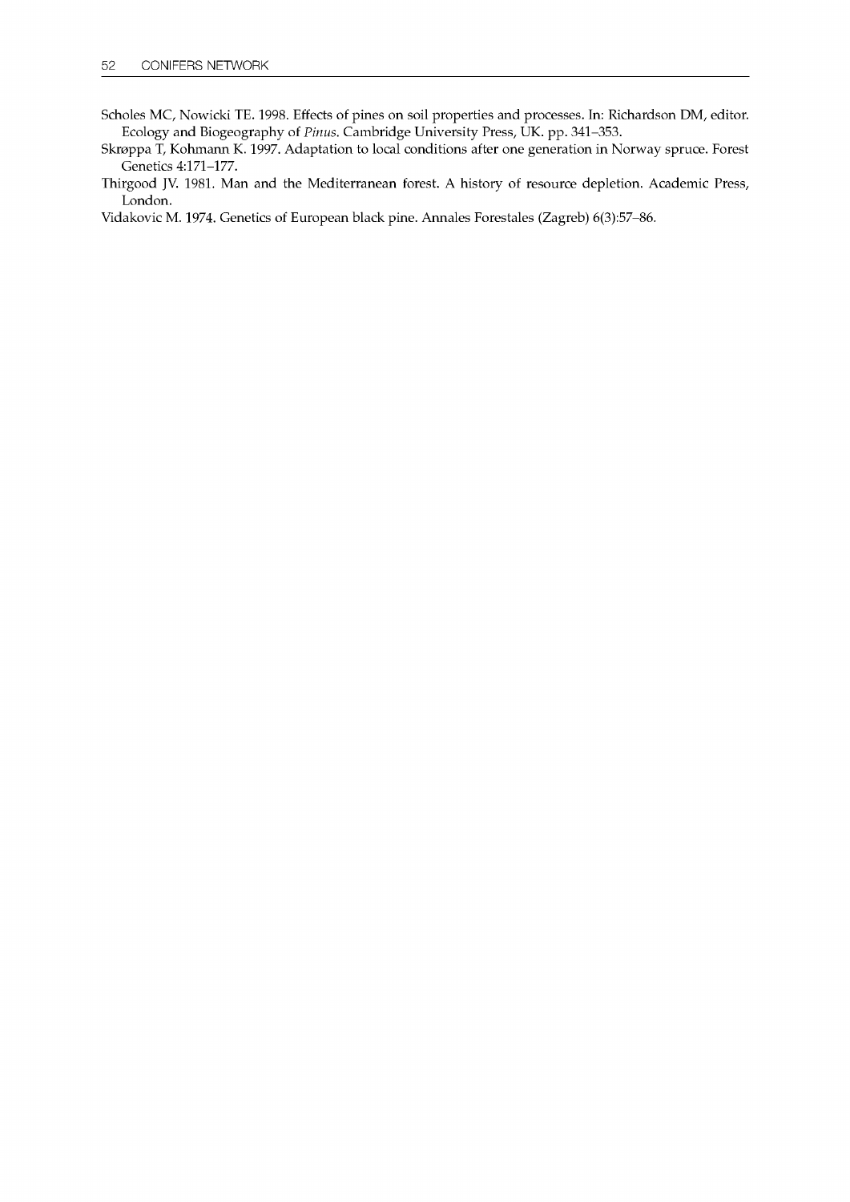Scholes MC, Nowicki TE. 1998. Effects of pines on soil properties and processes. In: Richardson DM, editor. Ecology and Biogeography of *Pinus*. Cambridge University Press, UK. pp. 341–353.

Skrøppa T, Kohmann K. 1997. Adaptation to local conditions after one generation in Norway spruce. Forest Genetics 4:171–177.

Thirgood JV. 1981. Man and the Mediterranean forest. A history of resource depletion. Academic Press, London.

Vidakovic M. 1974. Genetics of European black pine. Annales Forestales (Zagreb) 6(3):57–86.